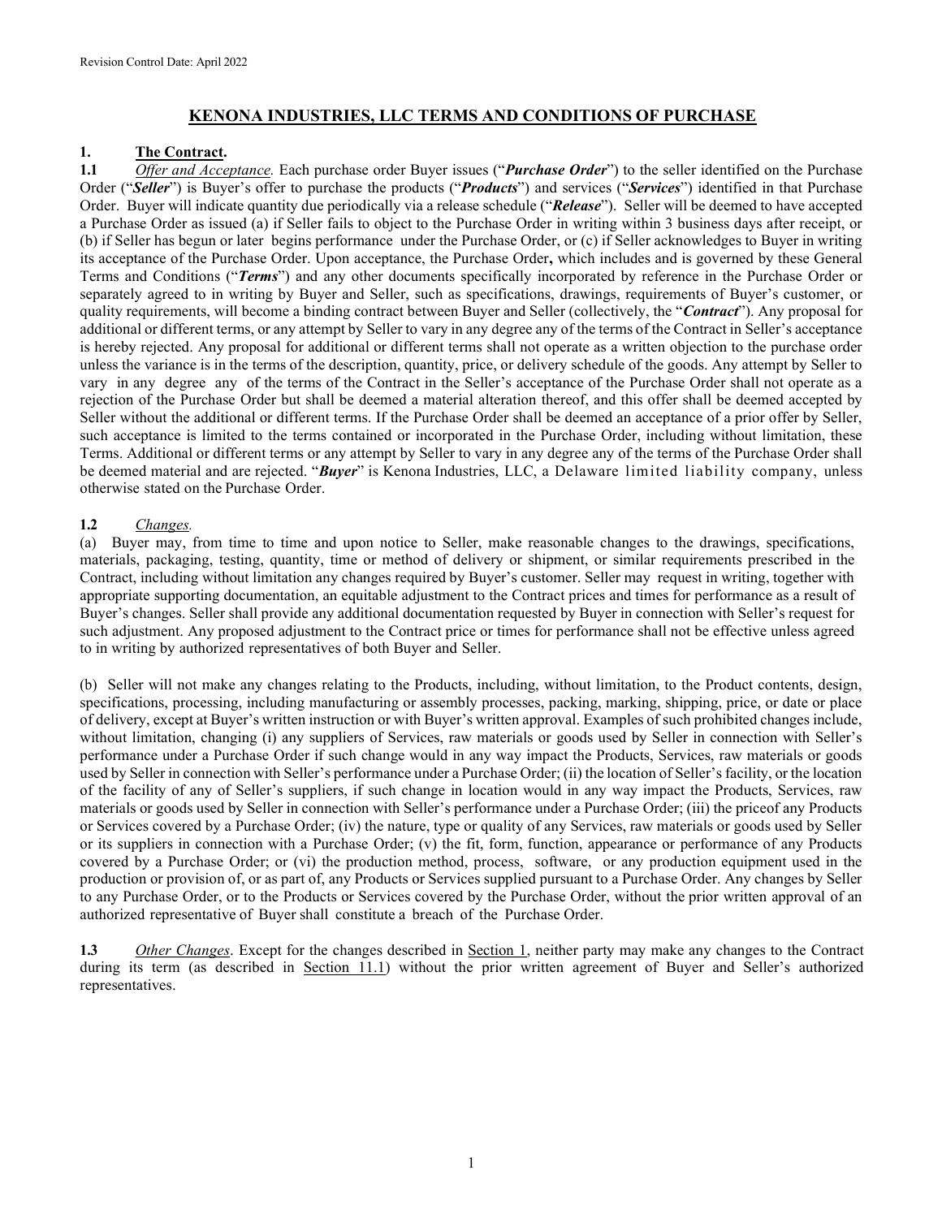Revision Control Date: April 2022

# KENONA INDUSTRIES, LLC TERMS AND CONDITIONS OF PURCHASE

## 1. The Contract.

**1.1** *Offer and Acceptance.* Each purchase order Buyer issues ("***Purchase Order***") to the seller identified on the Purchase Order ("***Seller***") is Buyer's offer to purchase the products ("***Products***") and services ("***Services***") identified in that Purchase Order. Buyer will indicate quantity due periodically via a release schedule ("***Release***"). Seller will be deemed to have accepted a Purchase Order as issued (a) if Seller fails to object to the Purchase Order in writing within 3 business days after receipt, or (b) if Seller has begun or later begins performance under the Purchase Order, or (c) if Seller acknowledges to Buyer in writing its acceptance of the Purchase Order. Upon acceptance, the Purchase Order**,** which includes and is governed by these General Terms and Conditions ("***Terms***") and any other documents specifically incorporated by reference in the Purchase Order or separately agreed to in writing by Buyer and Seller, such as specifications, drawings, requirements of Buyer's customer, or quality requirements, will become a binding contract between Buyer and Seller (collectively, the "***Contract***"). Any proposal for additional or different terms, or any attempt by Seller to vary in any degree any of the terms of the Contract in Seller's acceptance is hereby rejected. Any proposal for additional or different terms shall not operate as a written objection to the purchase order unless the variance is in the terms of the description, quantity, price, or delivery schedule of the goods. Any attempt by Seller to vary in any degree any of the terms of the Contract in the Seller's acceptance of the Purchase Order shall not operate as a rejection of the Purchase Order but shall be deemed a material alteration thereof, and this offer shall be deemed accepted by Seller without the additional or different terms. If the Purchase Order shall be deemed an acceptance of a prior offer by Seller, such acceptance is limited to the terms contained or incorporated in the Purchase Order, including without limitation, these Terms. Additional or different terms or any attempt by Seller to vary in any degree any of the terms of the Purchase Order shall be deemed material and are rejected. "***Buyer***" is Kenona Industries, LLC, a Delaware limited liability company, unless otherwise stated on the Purchase Order.

**1.2** *Changes.*

(a) Buyer may, from time to time and upon notice to Seller, make reasonable changes to the drawings, specifications, materials, packaging, testing, quantity, time or method of delivery or shipment, or similar requirements prescribed in the Contract, including without limitation any changes required by Buyer's customer. Seller may request in writing, together with appropriate supporting documentation, an equitable adjustment to the Contract prices and times for performance as a result of Buyer's changes. Seller shall provide any additional documentation requested by Buyer in connection with Seller's request for such adjustment. Any proposed adjustment to the Contract price or times for performance shall not be effective unless agreed to in writing by authorized representatives of both Buyer and Seller.

(b) Seller will not make any changes relating to the Products, including, without limitation, to the Product contents, design, specifications, processing, including manufacturing or assembly processes, packing, marking, shipping, price, or date or place of delivery, except at Buyer's written instruction or with Buyer's written approval. Examples of such prohibited changes include, without limitation, changing (i) any suppliers of Services, raw materials or goods used by Seller in connection with Seller's performance under a Purchase Order if such change would in any way impact the Products, Services, raw materials or goods used by Seller in connection with Seller's performance under a Purchase Order; (ii) the location of Seller's facility, or the location of the facility of any of Seller's suppliers, if such change in location would in any way impact the Products, Services, raw materials or goods used by Seller in connection with Seller's performance under a Purchase Order; (iii) the priceof any Products or Services covered by a Purchase Order; (iv) the nature, type or quality of any Services, raw materials or goods used by Seller or its suppliers in connection with a Purchase Order; (v) the fit, form, function, appearance or performance of any Products covered by a Purchase Order; or (vi) the production method, process, software, or any production equipment used in the production or provision of, or as part of, any Products or Services supplied pursuant to a Purchase Order. Any changes by Seller to any Purchase Order, or to the Products or Services covered by the Purchase Order, without the prior written approval of an authorized representative of Buyer shall constitute a breach of the Purchase Order.

**1.3** *Other Changes*. Except for the changes described in Section 1, neither party may make any changes to the Contract during its term (as described in Section 11.1) without the prior written agreement of Buyer and Seller's authorized representatives.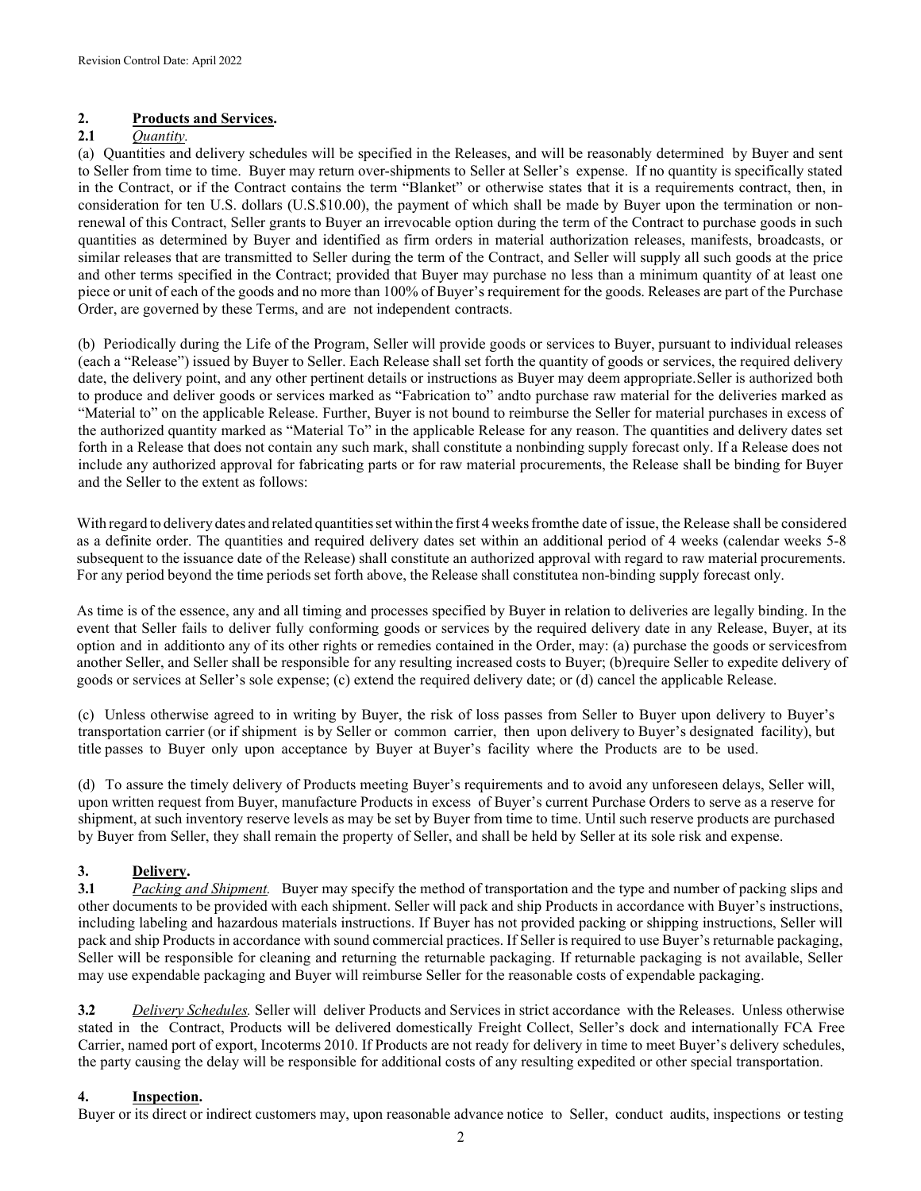## 2. **Products and Services.**

**2.1** *Quantity.*

(a) Quantities and delivery schedules will be specified in the Releases, and will be reasonably determined by Buyer and sent to Seller from time to time. Buyer may return over-shipments to Seller at Seller's expense. If no quantity is specifically stated in the Contract, or if the Contract contains the term "Blanket" or otherwise states that it is a requirements contract, then, in consideration for ten U.S. dollars (U.S.$10.00), the payment of which shall be made by Buyer upon the termination or non-renewal of this Contract, Seller grants to Buyer an irrevocable option during the term of the Contract to purchase goods in such quantities as determined by Buyer and identified as firm orders in material authorization releases, manifests, broadcasts, or similar releases that are transmitted to Seller during the term of the Contract, and Seller will supply all such goods at the price and other terms specified in the Contract; provided that Buyer may purchase no less than a minimum quantity of at least one piece or unit of each of the goods and no more than 100% of Buyer's requirement for the goods. Releases are part of the Purchase Order, are governed by these Terms, and are not independent contracts.

(b) Periodically during the Life of the Program, Seller will provide goods or services to Buyer, pursuant to individual releases (each a "Release") issued by Buyer to Seller. Each Release shall set forth the quantity of goods or services, the required delivery date, the delivery point, and any other pertinent details or instructions as Buyer may deem appropriate.Seller is authorized both to produce and deliver goods or services marked as "Fabrication to" andto purchase raw material for the deliveries marked as "Material to" on the applicable Release. Further, Buyer is not bound to reimburse the Seller for material purchases in excess of the authorized quantity marked as "Material To" in the applicable Release for any reason. The quantities and delivery dates set forth in a Release that does not contain any such mark, shall constitute a nonbinding supply forecast only. If a Release does not include any authorized approval for fabricating parts or for raw material procurements, the Release shall be binding for Buyer and the Seller to the extent as follows:

With regard to delivery dates and related quantities set within the first 4 weeks fromthe date of issue, the Release shall be considered as a definite order. The quantities and required delivery dates set within an additional period of 4 weeks (calendar weeks 5-8 subsequent to the issuance date of the Release) shall constitute an authorized approval with regard to raw material procurements. For any period beyond the time periods set forth above, the Release shall constitutea non-binding supply forecast only.

As time is of the essence, any and all timing and processes specified by Buyer in relation to deliveries are legally binding. In the event that Seller fails to deliver fully conforming goods or services by the required delivery date in any Release, Buyer, at its option and in additionto any of its other rights or remedies contained in the Order, may: (a) purchase the goods or servicesfrom another Seller, and Seller shall be responsible for any resulting increased costs to Buyer; (b)require Seller to expedite delivery of goods or services at Seller's sole expense; (c) extend the required delivery date; or (d) cancel the applicable Release.

(c) Unless otherwise agreed to in writing by Buyer, the risk of loss passes from Seller to Buyer upon delivery to Buyer's transportation carrier (or if shipment is by Seller or common carrier, then upon delivery to Buyer's designated facility), but title passes to Buyer only upon acceptance by Buyer at Buyer's facility where the Products are to be used.

(d) To assure the timely delivery of Products meeting Buyer's requirements and to avoid any unforeseen delays, Seller will, upon written request from Buyer, manufacture Products in excess of Buyer's current Purchase Orders to serve as a reserve for shipment, at such inventory reserve levels as may be set by Buyer from time to time. Until such reserve products are purchased by Buyer from Seller, they shall remain the property of Seller, and shall be held by Seller at its sole risk and expense.

## 3. **Delivery.**

**3.1** *Packing and Shipment.* Buyer may specify the method of transportation and the type and number of packing slips and other documents to be provided with each shipment. Seller will pack and ship Products in accordance with Buyer's instructions, including labeling and hazardous materials instructions. If Buyer has not provided packing or shipping instructions, Seller will pack and ship Products in accordance with sound commercial practices. If Seller is required to use Buyer's returnable packaging, Seller will be responsible for cleaning and returning the returnable packaging. If returnable packaging is not available, Seller may use expendable packaging and Buyer will reimburse Seller for the reasonable costs of expendable packaging.

**3.2** *Delivery Schedules.* Seller will deliver Products and Services in strict accordance with the Releases. Unless otherwise stated in the Contract, Products will be delivered domestically Freight Collect, Seller's dock and internationally FCA Free Carrier, named port of export, Incoterms 2010. If Products are not ready for delivery in time to meet Buyer's delivery schedules, the party causing the delay will be responsible for additional costs of any resulting expedited or other special transportation.

## 4. **Inspection.**

Buyer or its direct or indirect customers may, upon reasonable advance notice to Seller, conduct audits, inspections or testing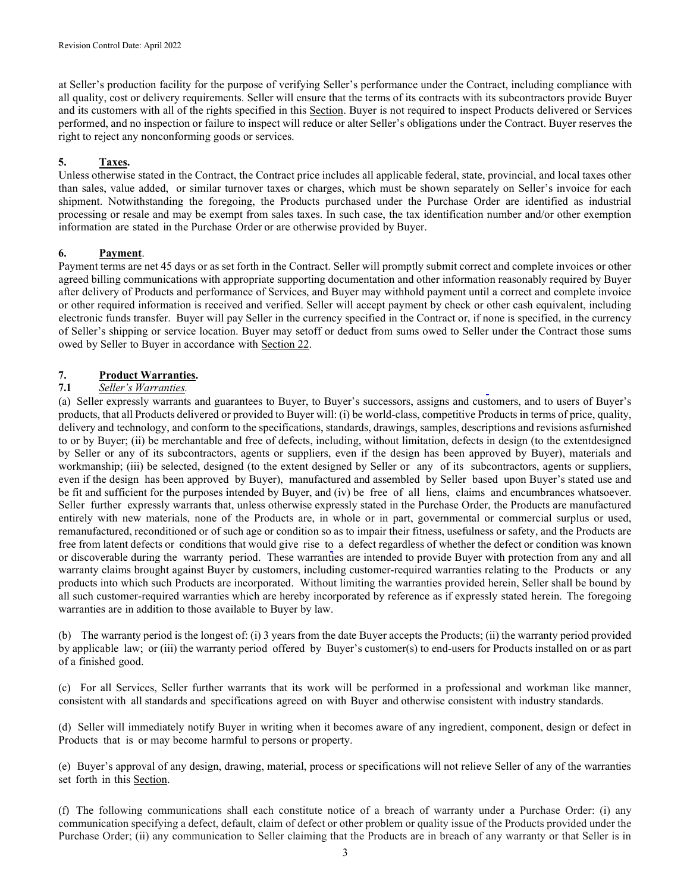at Seller's production facility for the purpose of verifying Seller's performance under the Contract, including compliance with all quality, cost or delivery requirements. Seller will ensure that the terms of its contracts with its subcontractors provide Buyer and its customers with all of the rights specified in this Section. Buyer is not required to inspect Products delivered or Services performed, and no inspection or failure to inspect will reduce or alter Seller's obligations under the Contract. Buyer reserves the right to reject any nonconforming goods or services.

## 5. Taxes.

Unless otherwise stated in the Contract, the Contract price includes all applicable federal, state, provincial, and local taxes other than sales, value added, or similar turnover taxes or charges, which must be shown separately on Seller's invoice for each shipment. Notwithstanding the foregoing, the Products purchased under the Purchase Order are identified as industrial processing or resale and may be exempt from sales taxes. In such case, the tax identification number and/or other exemption information are stated in the Purchase Order or are otherwise provided by Buyer.

## 6. Payment.

Payment terms are net 45 days or as set forth in the Contract. Seller will promptly submit correct and complete invoices or other agreed billing communications with appropriate supporting documentation and other information reasonably required by Buyer after delivery of Products and performance of Services, and Buyer may withhold payment until a correct and complete invoice or other required information is received and verified. Seller will accept payment by check or other cash equivalent, including electronic funds transfer. Buyer will pay Seller in the currency specified in the Contract or, if none is specified, in the currency of Seller's shipping or service location. Buyer may setoff or deduct from sums owed to Seller under the Contract those sums owed by Seller to Buyer in accordance with Section 22.

## 7. Product Warranties.

### 7.1 *Seller's Warranties.*

(a) Seller expressly warrants and guarantees to Buyer, to Buyer's successors, assigns and customers, and to users of Buyer's products, that all Products delivered or provided to Buyer will: (i) be world-class, competitive Products in terms of price, quality, delivery and technology, and conform to the specifications, standards, drawings, samples, descriptions and revisions asfurnished to or by Buyer; (ii) be merchantable and free of defects, including, without limitation, defects in design (to the extentdesigned by Seller or any of its subcontractors, agents or suppliers, even if the design has been approved by Buyer), materials and workmanship; (iii) be selected, designed (to the extent designed by Seller or any of its subcontractors, agents or suppliers, even if the design has been approved by Buyer), manufactured and assembled by Seller based upon Buyer's stated use and be fit and sufficient for the purposes intended by Buyer, and (iv) be free of all liens, claims and encumbrances whatsoever. Seller further expressly warrants that, unless otherwise expressly stated in the Purchase Order, the Products are manufactured entirely with new materials, none of the Products are, in whole or in part, governmental or commercial surplus or used, remanufactured, reconditioned or of such age or condition so as to impair their fitness, usefulness or safety, and the Products are free from latent defects or conditions that would give rise to a defect regardless of whether the defect or condition was known or discoverable during the warranty period. These warranties are intended to provide Buyer with protection from any and all warranty claims brought against Buyer by customers, including customer-required warranties relating to the Products or any products into which such Products are incorporated. Without limiting the warranties provided herein, Seller shall be bound by all such customer-required warranties which are hereby incorporated by reference as if expressly stated herein. The foregoing warranties are in addition to those available to Buyer by law.

(b) The warranty period is the longest of: (i) 3 years from the date Buyer accepts the Products; (ii) the warranty period provided by applicable law; or (iii) the warranty period offered by Buyer's customer(s) to end-users for Products installed on or as part of a finished good.

(c) For all Services, Seller further warrants that its work will be performed in a professional and workman like manner, consistent with all standards and specifications agreed on with Buyer and otherwise consistent with industry standards.

(d) Seller will immediately notify Buyer in writing when it becomes aware of any ingredient, component, design or defect in Products that is or may become harmful to persons or property.

(e) Buyer's approval of any design, drawing, material, process or specifications will not relieve Seller of any of the warranties set forth in this Section.

(f) The following communications shall each constitute notice of a breach of warranty under a Purchase Order: (i) any communication specifying a defect, default, claim of defect or other problem or quality issue of the Products provided under the Purchase Order; (ii) any communication to Seller claiming that the Products are in breach of any warranty or that Seller is in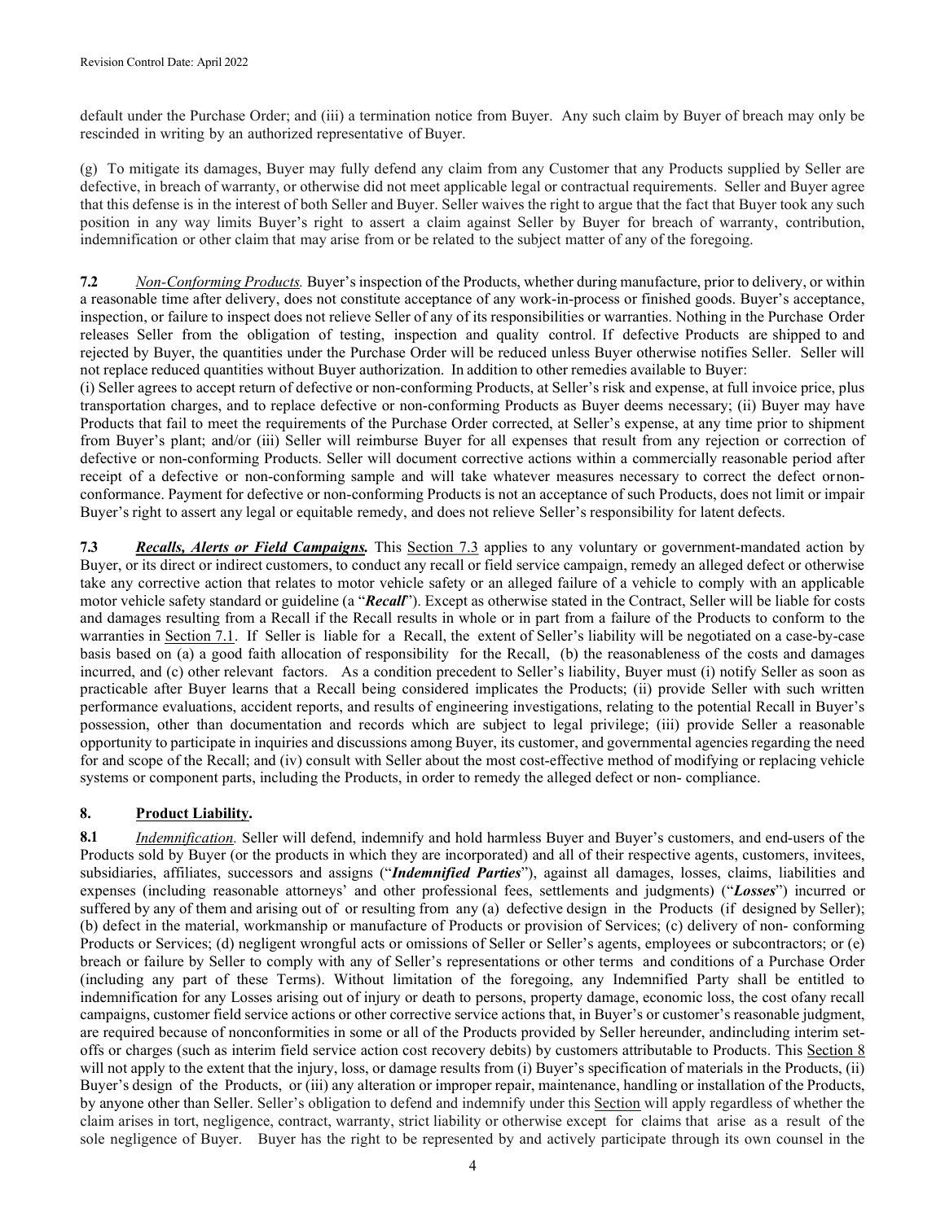default under the Purchase Order; and (iii) a termination notice from Buyer. Any such claim by Buyer of breach may only be rescinded in writing by an authorized representative of Buyer.

(g) To mitigate its damages, Buyer may fully defend any claim from any Customer that any Products supplied by Seller are defective, in breach of warranty, or otherwise did not meet applicable legal or contractual requirements. Seller and Buyer agree that this defense is in the interest of both Seller and Buyer. Seller waives the right to argue that the fact that Buyer took any such position in any way limits Buyer's right to assert a claim against Seller by Buyer for breach of warranty, contribution, indemnification or other claim that may arise from or be related to the subject matter of any of the foregoing.

**7.2** *Non-Conforming Products.* Buyer's inspection of the Products, whether during manufacture, prior to delivery, or within a reasonable time after delivery, does not constitute acceptance of any work-in-process or finished goods. Buyer's acceptance, inspection, or failure to inspect does not relieve Seller of any of its responsibilities or warranties. Nothing in the Purchase Order releases Seller from the obligation of testing, inspection and quality control. If defective Products are shipped to and rejected by Buyer, the quantities under the Purchase Order will be reduced unless Buyer otherwise notifies Seller. Seller will not replace reduced quantities without Buyer authorization. In addition to other remedies available to Buyer:
(i) Seller agrees to accept return of defective or non-conforming Products, at Seller's risk and expense, at full invoice price, plus transportation charges, and to replace defective or non-conforming Products as Buyer deems necessary; (ii) Buyer may have Products that fail to meet the requirements of the Purchase Order corrected, at Seller's expense, at any time prior to shipment from Buyer's plant; and/or (iii) Seller will reimburse Buyer for all expenses that result from any rejection or correction of defective or non-conforming Products. Seller will document corrective actions within a commercially reasonable period after receipt of a defective or non-conforming sample and will take whatever measures necessary to correct the defect ornon-conformance. Payment for defective or non-conforming Products is not an acceptance of such Products, does not limit or impair Buyer's right to assert any legal or equitable remedy, and does not relieve Seller's responsibility for latent defects.

**7.3** ***Recalls, Alerts or Field Campaigns.*** This Section 7.3 applies to any voluntary or government-mandated action by Buyer, or its direct or indirect customers, to conduct any recall or field service campaign, remedy an alleged defect or otherwise take any corrective action that relates to motor vehicle safety or an alleged failure of a vehicle to comply with an applicable motor vehicle safety standard or guideline (a "***Recall***"). Except as otherwise stated in the Contract, Seller will be liable for costs and damages resulting from a Recall if the Recall results in whole or in part from a failure of the Products to conform to the warranties in Section 7.1. If Seller is liable for a Recall, the extent of Seller's liability will be negotiated on a case-by-case basis based on (a) a good faith allocation of responsibility for the Recall, (b) the reasonableness of the costs and damages incurred, and (c) other relevant factors. As a condition precedent to Seller's liability, Buyer must (i) notify Seller as soon as practicable after Buyer learns that a Recall being considered implicates the Products; (ii) provide Seller with such written performance evaluations, accident reports, and results of engineering investigations, relating to the potential Recall in Buyer's possession, other than documentation and records which are subject to legal privilege; (iii) provide Seller a reasonable opportunity to participate in inquiries and discussions among Buyer, its customer, and governmental agencies regarding the need for and scope of the Recall; and (iv) consult with Seller about the most cost-effective method of modifying or replacing vehicle systems or component parts, including the Products, in order to remedy the alleged defect or non- compliance.

## 8. Product Liability.

**8.1** *Indemnification.* Seller will defend, indemnify and hold harmless Buyer and Buyer's customers, and end-users of the Products sold by Buyer (or the products in which they are incorporated) and all of their respective agents, customers, invitees, subsidiaries, affiliates, successors and assigns ("***Indemnified Parties***"), against all damages, losses, claims, liabilities and expenses (including reasonable attorneys' and other professional fees, settlements and judgments) ("***Losses***") incurred or suffered by any of them and arising out of or resulting from any (a) defective design in the Products (if designed by Seller); (b) defect in the material, workmanship or manufacture of Products or provision of Services; (c) delivery of non- conforming Products or Services; (d) negligent wrongful acts or omissions of Seller or Seller's agents, employees or subcontractors; or (e) breach or failure by Seller to comply with any of Seller's representations or other terms and conditions of a Purchase Order (including any part of these Terms). Without limitation of the foregoing, any Indemnified Party shall be entitled to indemnification for any Losses arising out of injury or death to persons, property damage, economic loss, the cost ofany recall campaigns, customer field service actions or other corrective service actions that, in Buyer's or customer's reasonable judgment, are required because of nonconformities in some or all of the Products provided by Seller hereunder, andincluding interim set-offs or charges (such as interim field service action cost recovery debits) by customers attributable to Products. This Section 8 will not apply to the extent that the injury, loss, or damage results from (i) Buyer's specification of materials in the Products, (ii) Buyer's design of the Products, or (iii) any alteration or improper repair, maintenance, handling or installation of the Products, by anyone other than Seller. Seller's obligation to defend and indemnify under this Section will apply regardless of whether the claim arises in tort, negligence, contract, warranty, strict liability or otherwise except for claims that arise as a result of the sole negligence of Buyer. Buyer has the right to be represented by and actively participate through its own counsel in the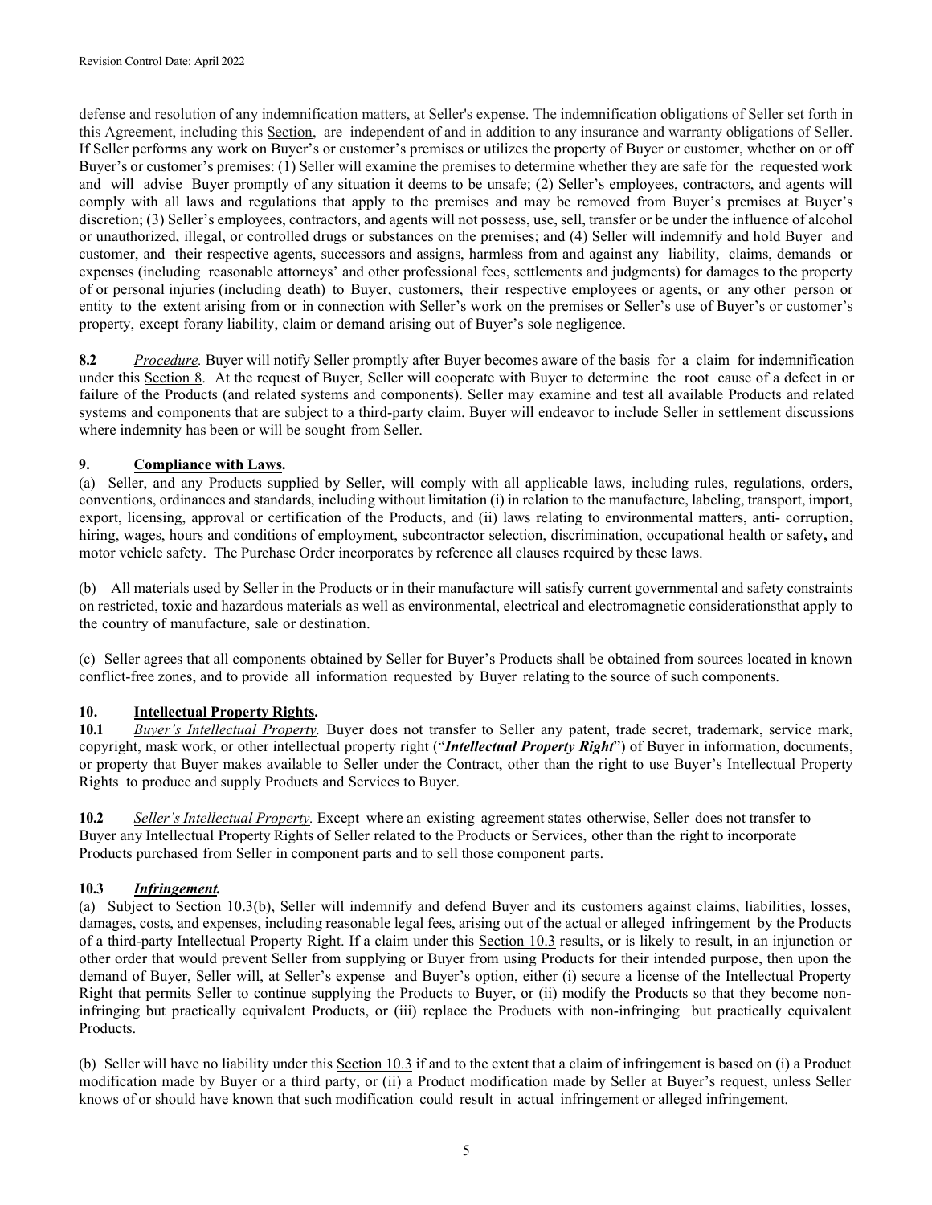defense and resolution of any indemnification matters, at Seller's expense. The indemnification obligations of Seller set forth in this Agreement, including this Section, are independent of and in addition to any insurance and warranty obligations of Seller. If Seller performs any work on Buyer's or customer's premises or utilizes the property of Buyer or customer, whether on or off Buyer's or customer's premises: (1) Seller will examine the premises to determine whether they are safe for the requested work and will advise Buyer promptly of any situation it deems to be unsafe; (2) Seller's employees, contractors, and agents will comply with all laws and regulations that apply to the premises and may be removed from Buyer's premises at Buyer's discretion; (3) Seller's employees, contractors, and agents will not possess, use, sell, transfer or be under the influence of alcohol or unauthorized, illegal, or controlled drugs or substances on the premises; and (4) Seller will indemnify and hold Buyer and customer, and their respective agents, successors and assigns, harmless from and against any liability, claims, demands or expenses (including reasonable attorneys' and other professional fees, settlements and judgments) for damages to the property of or personal injuries (including death) to Buyer, customers, their respective employees or agents, or any other person or entity to the extent arising from or in connection with Seller's work on the premises or Seller's use of Buyer's or customer's property, except forany liability, claim or demand arising out of Buyer's sole negligence.

**8.2** *Procedure.* Buyer will notify Seller promptly after Buyer becomes aware of the basis for a claim for indemnification under this Section 8. At the request of Buyer, Seller will cooperate with Buyer to determine the root cause of a defect in or failure of the Products (and related systems and components). Seller may examine and test all available Products and related systems and components that are subject to a third-party claim. Buyer will endeavor to include Seller in settlement discussions where indemnity has been or will be sought from Seller.

## 9. Compliance with Laws.

(a) Seller, and any Products supplied by Seller, will comply with all applicable laws, including rules, regulations, orders, conventions, ordinances and standards, including without limitation (i) in relation to the manufacture, labeling, transport, import, export, licensing, approval or certification of the Products, and (ii) laws relating to environmental matters, anti- corruption**,** hiring, wages, hours and conditions of employment, subcontractor selection, discrimination, occupational health or safety**,** and motor vehicle safety. The Purchase Order incorporates by reference all clauses required by these laws.

(b) All materials used by Seller in the Products or in their manufacture will satisfy current governmental and safety constraints on restricted, toxic and hazardous materials as well as environmental, electrical and electromagnetic considerationsthat apply to the country of manufacture, sale or destination.

(c) Seller agrees that all components obtained by Seller for Buyer's Products shall be obtained from sources located in known conflict-free zones, and to provide all information requested by Buyer relating to the source of such components.

## 10. Intellectual Property Rights.

**10.1** *Buyer's Intellectual Property.* Buyer does not transfer to Seller any patent, trade secret, trademark, service mark, copyright, mask work, or other intellectual property right ("***Intellectual Property Right***") of Buyer in information, documents, or property that Buyer makes available to Seller under the Contract, other than the right to use Buyer's Intellectual Property Rights to produce and supply Products and Services to Buyer.

**10.2** *Seller's Intellectual Property.* Except where an existing agreement states otherwise, Seller does not transfer to Buyer any Intellectual Property Rights of Seller related to the Products or Services, other than the right to incorporate Products purchased from Seller in component parts and to sell those component parts.

**10.3** ***Infringement.***

(a) Subject to Section 10.3(b), Seller will indemnify and defend Buyer and its customers against claims, liabilities, losses, damages, costs, and expenses, including reasonable legal fees, arising out of the actual or alleged infringement by the Products of a third-party Intellectual Property Right. If a claim under this Section 10.3 results, or is likely to result, in an injunction or other order that would prevent Seller from supplying or Buyer from using Products for their intended purpose, then upon the demand of Buyer, Seller will, at Seller's expense and Buyer's option, either (i) secure a license of the Intellectual Property Right that permits Seller to continue supplying the Products to Buyer, or (ii) modify the Products so that they become non-infringing but practically equivalent Products, or (iii) replace the Products with non-infringing but practically equivalent Products.

(b) Seller will have no liability under this Section 10.3 if and to the extent that a claim of infringement is based on (i) a Product modification made by Buyer or a third party, or (ii) a Product modification made by Seller at Buyer's request, unless Seller knows of or should have known that such modification could result in actual infringement or alleged infringement.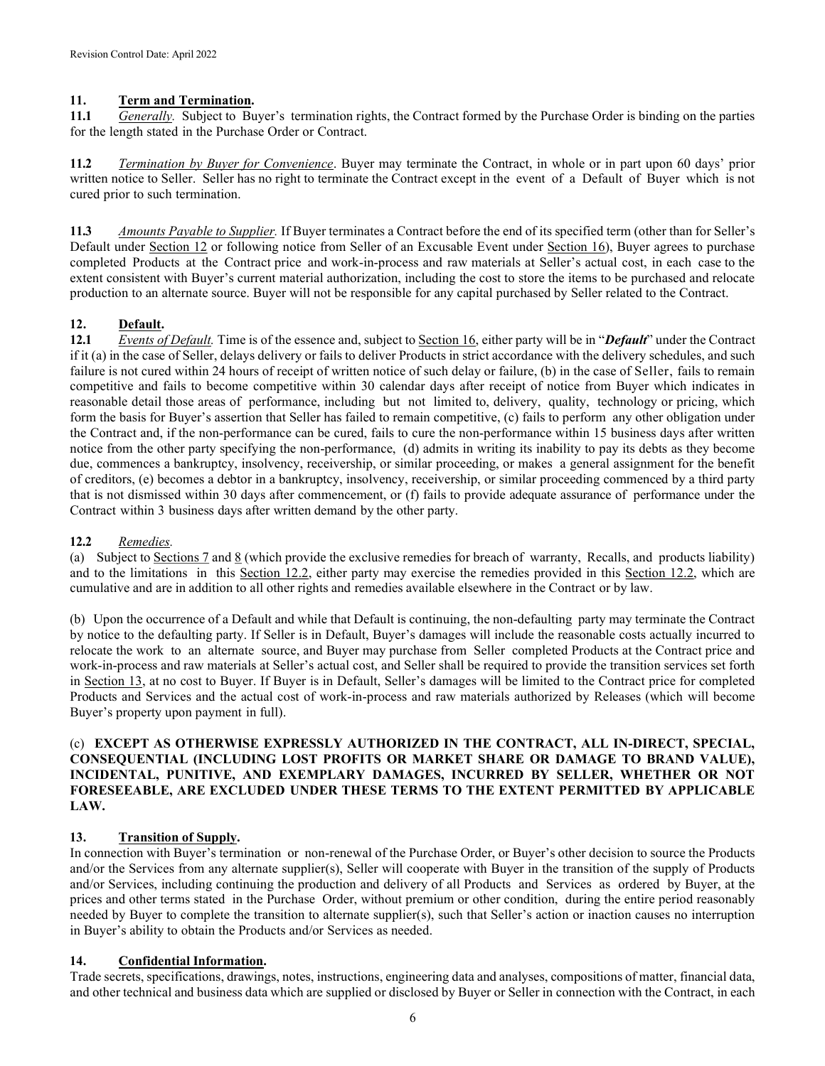## 11. Term and Termination.

**11.1** *Generally.* Subject to Buyer's termination rights, the Contract formed by the Purchase Order is binding on the parties for the length stated in the Purchase Order or Contract.

**11.2** *Termination by Buyer for Convenience*. Buyer may terminate the Contract, in whole or in part upon 60 days' prior written notice to Seller. Seller has no right to terminate the Contract except in the event of a Default of Buyer which is not cured prior to such termination.

**11.3** *Amounts Payable to Supplier.* If Buyer terminates a Contract before the end of its specified term (other than for Seller's Default under Section 12 or following notice from Seller of an Excusable Event under Section 16), Buyer agrees to purchase completed Products at the Contract price and work-in-process and raw materials at Seller's actual cost, in each case to the extent consistent with Buyer's current material authorization, including the cost to store the items to be purchased and relocate production to an alternate source. Buyer will not be responsible for any capital purchased by Seller related to the Contract.

## 12. Default.

**12.1** *Events of Default.* Time is of the essence and, subject to Section 16, either party will be in "***Default***" under the Contract if it (a) in the case of Seller, delays delivery or fails to deliver Products in strict accordance with the delivery schedules, and such failure is not cured within 24 hours of receipt of written notice of such delay or failure, (b) in the case of Seller, fails to remain competitive and fails to become competitive within 30 calendar days after receipt of notice from Buyer which indicates in reasonable detail those areas of performance, including but not limited to, delivery, quality, technology or pricing, which form the basis for Buyer's assertion that Seller has failed to remain competitive, (c) fails to perform any other obligation under the Contract and, if the non-performance can be cured, fails to cure the non-performance within 15 business days after written notice from the other party specifying the non-performance, (d) admits in writing its inability to pay its debts as they become due, commences a bankruptcy, insolvency, receivership, or similar proceeding, or makes a general assignment for the benefit of creditors, (e) becomes a debtor in a bankruptcy, insolvency, receivership, or similar proceeding commenced by a third party that is not dismissed within 30 days after commencement, or (f) fails to provide adequate assurance of performance under the Contract within 3 business days after written demand by the other party.

**12.2** *Remedies.*

(a) Subject to Sections 7 and 8 (which provide the exclusive remedies for breach of warranty, Recalls, and products liability) and to the limitations in this Section 12.2, either party may exercise the remedies provided in this Section 12.2, which are cumulative and are in addition to all other rights and remedies available elsewhere in the Contract or by law.

(b) Upon the occurrence of a Default and while that Default is continuing, the non-defaulting party may terminate the Contract by notice to the defaulting party. If Seller is in Default, Buyer's damages will include the reasonable costs actually incurred to relocate the work to an alternate source, and Buyer may purchase from Seller completed Products at the Contract price and work-in-process and raw materials at Seller's actual cost, and Seller shall be required to provide the transition services set forth in Section 13, at no cost to Buyer. If Buyer is in Default, Seller's damages will be limited to the Contract price for completed Products and Services and the actual cost of work-in-process and raw materials authorized by Releases (which will become Buyer's property upon payment in full).

(c) **EXCEPT AS OTHERWISE EXPRESSLY AUTHORIZED IN THE CONTRACT, ALL IN-DIRECT, SPECIAL, CONSEQUENTIAL (INCLUDING LOST PROFITS OR MARKET SHARE OR DAMAGE TO BRAND VALUE), INCIDENTAL, PUNITIVE, AND EXEMPLARY DAMAGES, INCURRED BY SELLER, WHETHER OR NOT FORESEEABLE, ARE EXCLUDED UNDER THESE TERMS TO THE EXTENT PERMITTED BY APPLICABLE LAW.**

## 13. Transition of Supply.

In connection with Buyer's termination or non-renewal of the Purchase Order, or Buyer's other decision to source the Products and/or the Services from any alternate supplier(s), Seller will cooperate with Buyer in the transition of the supply of Products and/or Services, including continuing the production and delivery of all Products and Services as ordered by Buyer, at the prices and other terms stated in the Purchase Order, without premium or other condition, during the entire period reasonably needed by Buyer to complete the transition to alternate supplier(s), such that Seller's action or inaction causes no interruption in Buyer's ability to obtain the Products and/or Services as needed.

## 14. Confidential Information.

Trade secrets, specifications, drawings, notes, instructions, engineering data and analyses, compositions of matter, financial data, and other technical and business data which are supplied or disclosed by Buyer or Seller in connection with the Contract, in each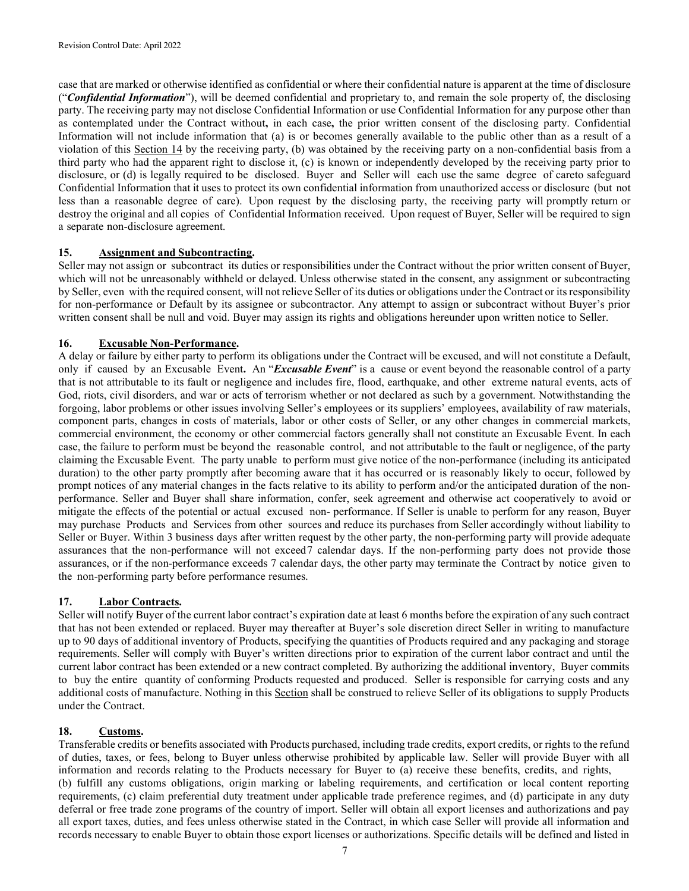case that are marked or otherwise identified as confidential or where their confidential nature is apparent at the time of disclosure ("***Confidential Information***"), will be deemed confidential and proprietary to, and remain the sole property of, the disclosing party. The receiving party may not disclose Confidential Information or use Confidential Information for any purpose other than as contemplated under the Contract without**,** in each case**,** the prior written consent of the disclosing party. Confidential Information will not include information that (a) is or becomes generally available to the public other than as a result of a violation of this Section 14 by the receiving party, (b) was obtained by the receiving party on a non-confidential basis from a third party who had the apparent right to disclose it, (c) is known or independently developed by the receiving party prior to disclosure, or (d) is legally required to be disclosed. Buyer and Seller will each use the same degree of careto safeguard Confidential Information that it uses to protect its own confidential information from unauthorized access or disclosure (but not less than a reasonable degree of care). Upon request by the disclosing party, the receiving party will promptly return or destroy the original and all copies of Confidential Information received. Upon request of Buyer, Seller will be required to sign a separate non-disclosure agreement.

## 15. Assignment and Subcontracting.

Seller may not assign or subcontract its duties or responsibilities under the Contract without the prior written consent of Buyer, which will not be unreasonably withheld or delayed. Unless otherwise stated in the consent, any assignment or subcontracting by Seller, even with the required consent, will not relieve Seller of its duties or obligations under the Contract or its responsibility for non-performance or Default by its assignee or subcontractor. Any attempt to assign or subcontract without Buyer's prior written consent shall be null and void. Buyer may assign its rights and obligations hereunder upon written notice to Seller.

## 16. Excusable Non-Performance.

A delay or failure by either party to perform its obligations under the Contract will be excused, and will not constitute a Default, only if caused by an Excusable Event**.** An "***Excusable Event***" is a cause or event beyond the reasonable control of a party that is not attributable to its fault or negligence and includes fire, flood, earthquake, and other extreme natural events, acts of God, riots, civil disorders, and war or acts of terrorism whether or not declared as such by a government. Notwithstanding the forgoing, labor problems or other issues involving Seller's employees or its suppliers' employees, availability of raw materials, component parts, changes in costs of materials, labor or other costs of Seller, or any other changes in commercial markets, commercial environment, the economy or other commercial factors generally shall not constitute an Excusable Event. In each case, the failure to perform must be beyond the reasonable control, and not attributable to the fault or negligence, of the party claiming the Excusable Event. The party unable to perform must give notice of the non-performance (including its anticipated duration) to the other party promptly after becoming aware that it has occurred or is reasonably likely to occur, followed by prompt notices of any material changes in the facts relative to its ability to perform and/or the anticipated duration of the non-performance. Seller and Buyer shall share information, confer, seek agreement and otherwise act cooperatively to avoid or mitigate the effects of the potential or actual excused non- performance. If Seller is unable to perform for any reason, Buyer may purchase Products and Services from other sources and reduce its purchases from Seller accordingly without liability to Seller or Buyer. Within 3 business days after written request by the other party, the non-performing party will provide adequate assurances that the non-performance will not exceed7 calendar days. If the non-performing party does not provide those assurances, or if the non-performance exceeds 7 calendar days, the other party may terminate the Contract by notice given to the non-performing party before performance resumes.

## 17. Labor Contracts.

Seller will notify Buyer of the current labor contract's expiration date at least 6 months before the expiration of any such contract that has not been extended or replaced. Buyer may thereafter at Buyer's sole discretion direct Seller in writing to manufacture up to 90 days of additional inventory of Products, specifying the quantities of Products required and any packaging and storage requirements. Seller will comply with Buyer's written directions prior to expiration of the current labor contract and until the current labor contract has been extended or a new contract completed. By authorizing the additional inventory, Buyer commits to buy the entire quantity of conforming Products requested and produced. Seller is responsible for carrying costs and any additional costs of manufacture. Nothing in this Section shall be construed to relieve Seller of its obligations to supply Products under the Contract.

## 18. Customs.

Transferable credits or benefits associated with Products purchased, including trade credits, export credits, or rights to the refund of duties, taxes, or fees, belong to Buyer unless otherwise prohibited by applicable law. Seller will provide Buyer with all information and records relating to the Products necessary for Buyer to (a) receive these benefits, credits, and rights, (b) fulfill any customs obligations, origin marking or labeling requirements, and certification or local content reporting requirements, (c) claim preferential duty treatment under applicable trade preference regimes, and (d) participate in any duty deferral or free trade zone programs of the country of import. Seller will obtain all export licenses and authorizations and pay all export taxes, duties, and fees unless otherwise stated in the Contract, in which case Seller will provide all information and records necessary to enable Buyer to obtain those export licenses or authorizations. Specific details will be defined and listed in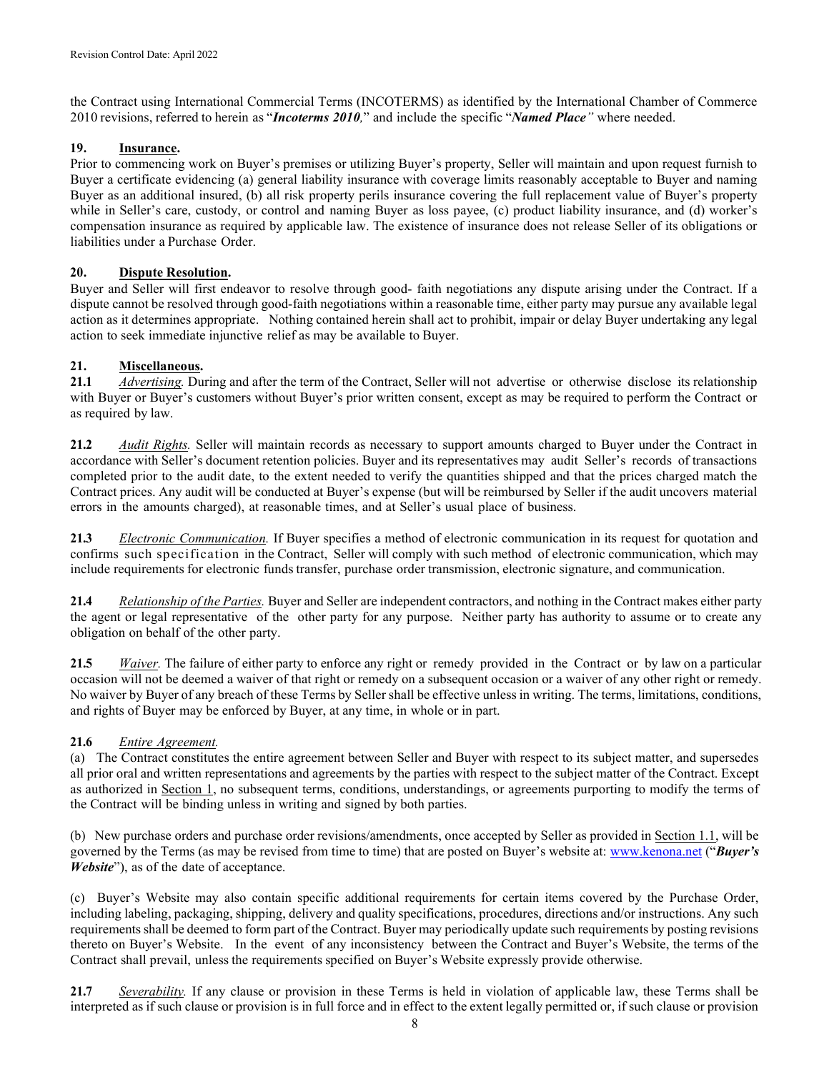the Contract using International Commercial Terms (INCOTERMS) as identified by the International Chamber of Commerce 2010 revisions, referred to herein as "***Incoterms 2010***," and include the specific "***Named Place***" where needed.

## 19. Insurance.

Prior to commencing work on Buyer's premises or utilizing Buyer's property, Seller will maintain and upon request furnish to Buyer a certificate evidencing (a) general liability insurance with coverage limits reasonably acceptable to Buyer and naming Buyer as an additional insured, (b) all risk property perils insurance covering the full replacement value of Buyer's property while in Seller's care, custody, or control and naming Buyer as loss payee, (c) product liability insurance, and (d) worker's compensation insurance as required by applicable law. The existence of insurance does not release Seller of its obligations or liabilities under a Purchase Order.

## 20. Dispute Resolution.

Buyer and Seller will first endeavor to resolve through good- faith negotiations any dispute arising under the Contract. If a dispute cannot be resolved through good-faith negotiations within a reasonable time, either party may pursue any available legal action as it determines appropriate. Nothing contained herein shall act to prohibit, impair or delay Buyer undertaking any legal action to seek immediate injunctive relief as may be available to Buyer.

## 21. Miscellaneous.

**21.1** *Advertising.* During and after the term of the Contract, Seller will not advertise or otherwise disclose its relationship with Buyer or Buyer's customers without Buyer's prior written consent, except as may be required to perform the Contract or as required by law.

**21.2** *Audit Rights.* Seller will maintain records as necessary to support amounts charged to Buyer under the Contract in accordance with Seller's document retention policies. Buyer and its representatives may audit Seller's records of transactions completed prior to the audit date, to the extent needed to verify the quantities shipped and that the prices charged match the Contract prices. Any audit will be conducted at Buyer's expense (but will be reimbursed by Seller if the audit uncovers material errors in the amounts charged), at reasonable times, and at Seller's usual place of business.

**21.3** *Electronic Communication.* If Buyer specifies a method of electronic communication in its request for quotation and confirms such specification in the Contract, Seller will comply with such method of electronic communication, which may include requirements for electronic funds transfer, purchase order transmission, electronic signature, and communication.

**21.4** *Relationship of the Parties.* Buyer and Seller are independent contractors, and nothing in the Contract makes either party the agent or legal representative of the other party for any purpose. Neither party has authority to assume or to create any obligation on behalf of the other party.

**21.5** *Waiver.* The failure of either party to enforce any right or remedy provided in the Contract or by law on a particular occasion will not be deemed a waiver of that right or remedy on a subsequent occasion or a waiver of any other right or remedy. No waiver by Buyer of any breach of these Terms by Seller shall be effective unless in writing. The terms, limitations, conditions, and rights of Buyer may be enforced by Buyer, at any time, in whole or in part.

**21.6** *Entire Agreement.*

(a) The Contract constitutes the entire agreement between Seller and Buyer with respect to its subject matter, and supersedes all prior oral and written representations and agreements by the parties with respect to the subject matter of the Contract. Except as authorized in Section 1, no subsequent terms, conditions, understandings, or agreements purporting to modify the terms of the Contract will be binding unless in writing and signed by both parties.

(b) New purchase orders and purchase order revisions/amendments, once accepted by Seller as provided in Section 1.1, will be governed by the Terms (as may be revised from time to time) that are posted on Buyer's website at: www.kenona.net ("***Buyer's Website***"), as of the date of acceptance.

(c) Buyer's Website may also contain specific additional requirements for certain items covered by the Purchase Order, including labeling, packaging, shipping, delivery and quality specifications, procedures, directions and/or instructions. Any such requirements shall be deemed to form part of the Contract. Buyer may periodically update such requirements by posting revisions thereto on Buyer's Website. In the event of any inconsistency between the Contract and Buyer's Website, the terms of the Contract shall prevail, unless the requirements specified on Buyer's Website expressly provide otherwise.

**21.7** *Severability.* If any clause or provision in these Terms is held in violation of applicable law, these Terms shall be interpreted as if such clause or provision is in full force and in effect to the extent legally permitted or, if such clause or provision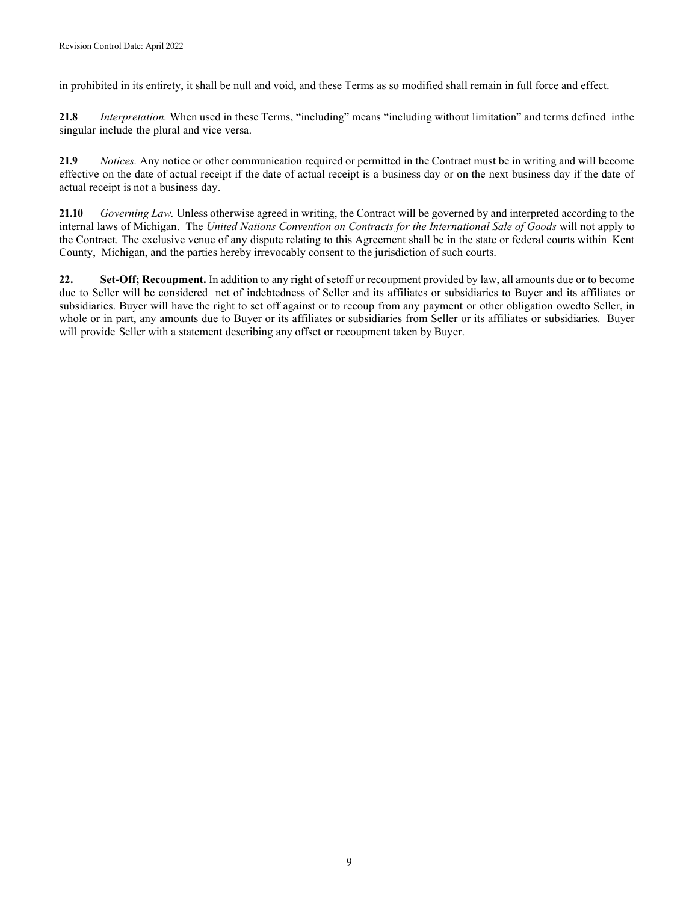in prohibited in its entirety, it shall be null and void, and these Terms as so modified shall remain in full force and effect.

**21.8** *Interpretation.* When used in these Terms, "including" means "including without limitation" and terms defined inthe singular include the plural and vice versa.

**21.9** *Notices.* Any notice or other communication required or permitted in the Contract must be in writing and will become effective on the date of actual receipt if the date of actual receipt is a business day or on the next business day if the date of actual receipt is not a business day.

**21.10** *Governing Law.* Unless otherwise agreed in writing, the Contract will be governed by and interpreted according to the internal laws of Michigan. The *United Nations Convention on Contracts for the International Sale of Goods* will not apply to the Contract. The exclusive venue of any dispute relating to this Agreement shall be in the state or federal courts within Kent County, Michigan, and the parties hereby irrevocably consent to the jurisdiction of such courts.

**22. Set-Off; Recoupment.** In addition to any right of setoff or recoupment provided by law, all amounts due or to become due to Seller will be considered net of indebtedness of Seller and its affiliates or subsidiaries to Buyer and its affiliates or subsidiaries. Buyer will have the right to set off against or to recoup from any payment or other obligation owedto Seller, in whole or in part, any amounts due to Buyer or its affiliates or subsidiaries from Seller or its affiliates or subsidiaries. Buyer will provide Seller with a statement describing any offset or recoupment taken by Buyer.